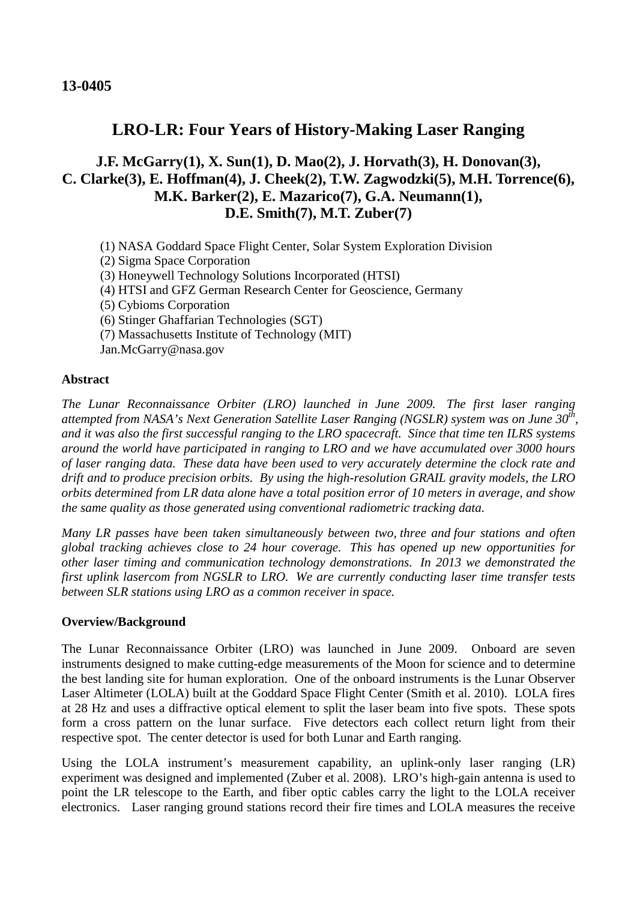**13-0405**

# LRO-LR: Four Years of History-Making Laser Ranging

## J.F. McGarry(1), X. Sun(1), D. Mao(2), J. Horvath(3), H. Donovan(3), C. Clarke(3), E. Hoffman(4), J. Cheek(2), T.W. Zagwodzki(5), M.H. Torrence(6), M.K. Barker(2), E. Mazarico(7), G.A. Neumann(1), D.E. Smith(7), M.T. Zuber(7)

(1) NASA Goddard Space Flight Center, Solar System Exploration Division
(2) Sigma Space Corporation
(3) Honeywell Technology Solutions Incorporated (HTSI)
(4) HTSI and GFZ German Research Center for Geoscience, Germany
(5) Cybioms Corporation
(6) Stinger Ghaffarian Technologies (SGT)
(7) Massachusetts Institute of Technology (MIT)
Jan.McGarry@nasa.gov

**Abstract**

*The Lunar Reconnaissance Orbiter (LRO) launched in June 2009. The first laser ranging attempted from NASA's Next Generation Satellite Laser Ranging (NGSLR) system was on June 30th, and it was also the first successful ranging to the LRO spacecraft. Since that time ten ILRS systems around the world have participated in ranging to LRO and we have accumulated over 3000 hours of laser ranging data. These data have been used to very accurately determine the clock rate and drift and to produce precision orbits. By using the high-resolution GRAIL gravity models, the LRO orbits determined from LR data alone have a total position error of 10 meters in average, and show the same quality as those generated using conventional radiometric tracking data.*

*Many LR passes have been taken simultaneously between two, three and four stations and often global tracking achieves close to 24 hour coverage. This has opened up new opportunities for other laser timing and communication technology demonstrations. In 2013 we demonstrated the first uplink lasercom from NGSLR to LRO. We are currently conducting laser time transfer tests between SLR stations using LRO as a common receiver in space.*

**Overview/Background**

The Lunar Reconnaissance Orbiter (LRO) was launched in June 2009. Onboard are seven instruments designed to make cutting-edge measurements of the Moon for science and to determine the best landing site for human exploration. One of the onboard instruments is the Lunar Observer Laser Altimeter (LOLA) built at the Goddard Space Flight Center (Smith et al. 2010). LOLA fires at 28 Hz and uses a diffractive optical element to split the laser beam into five spots. These spots form a cross pattern on the lunar surface. Five detectors each collect return light from their respective spot. The center detector is used for both Lunar and Earth ranging.

Using the LOLA instrument's measurement capability, an uplink-only laser ranging (LR) experiment was designed and implemented (Zuber et al. 2008). LRO's high-gain antenna is used to point the LR telescope to the Earth, and fiber optic cables carry the light to the LOLA receiver electronics. Laser ranging ground stations record their fire times and LOLA measures the receive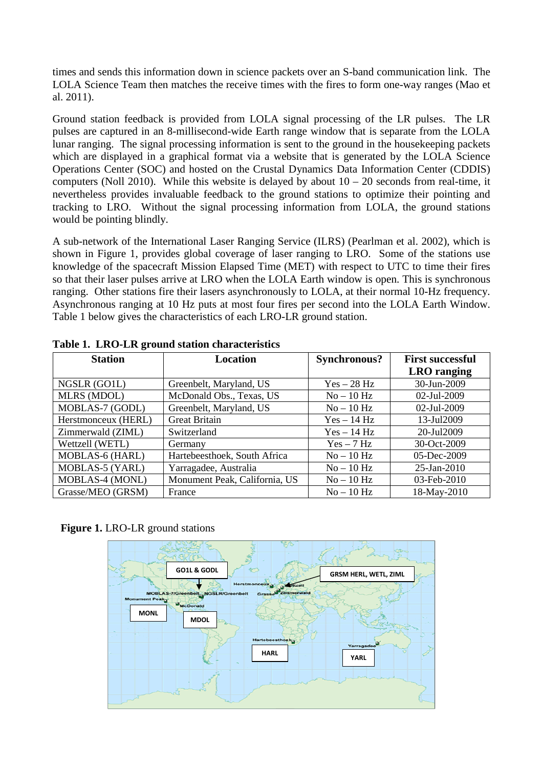times and sends this information down in science packets over an S-band communication link. The LOLA Science Team then matches the receive times with the fires to form one-way ranges (Mao et al. 2011).

Ground station feedback is provided from LOLA signal processing of the LR pulses. The LR pulses are captured in an 8-millisecond-wide Earth range window that is separate from the LOLA lunar ranging. The signal processing information is sent to the ground in the housekeeping packets which are displayed in a graphical format via a website that is generated by the LOLA Science Operations Center (SOC) and hosted on the Crustal Dynamics Data Information Center (CDDIS) computers (Noll 2010). While this website is delayed by about 10 – 20 seconds from real-time, it nevertheless provides invaluable feedback to the ground stations to optimize their pointing and tracking to LRO. Without the signal processing information from LOLA, the ground stations would be pointing blindly.

A sub-network of the International Laser Ranging Service (ILRS) (Pearlman et al. 2002), which is shown in Figure 1, provides global coverage of laser ranging to LRO. Some of the stations use knowledge of the spacecraft Mission Elapsed Time (MET) with respect to UTC to time their fires so that their laser pulses arrive at LRO when the LOLA Earth window is open. This is synchronous ranging. Other stations fire their lasers asynchronously to LOLA, at their normal 10-Hz frequency. Asynchronous ranging at 10 Hz puts at most four fires per second into the LOLA Earth Window. Table 1 below gives the characteristics of each LRO-LR ground station.

**Table 1. LRO-LR ground station characteristics**

| Station | Location | Synchronous? | First successful LRO ranging |
|---|---|---|---|
| NGSLR (GO1L) | Greenbelt, Maryland, US | Yes – 28 Hz | 30-Jun-2009 |
| MLRS (MDOL) | McDonald Obs., Texas, US | No – 10 Hz | 02-Jul-2009 |
| MOBLAS-7 (GODL) | Greenbelt, Maryland, US | No – 10 Hz | 02-Jul-2009 |
| Herstmonceux (HERL) | Great Britain | Yes – 14 Hz | 13-Jul2009 |
| Zimmerwald (ZIML) | Switzerland | Yes – 14 Hz | 20-Jul2009 |
| Wettzell (WETL) | Germany | Yes – 7 Hz | 30-Oct-2009 |
| MOBLAS-6 (HARL) | Hartebeesthoek, South Africa | No – 10 Hz | 05-Dec-2009 |
| MOBLAS-5 (YARL) | Yarragadee, Australia | No – 10 Hz | 25-Jan-2010 |
| MOBLAS-4 (MONL) | Monument Peak, California, US | No – 10 Hz | 03-Feb-2010 |
| Grasse/MEO (GRSM) | France | No – 10 Hz | 18-May-2010 |

**Figure 1.** LRO-LR ground stations

GO1L & GODL

GRSM HERL, WETL, ZIML

MONL

MDOL

HARL

YARL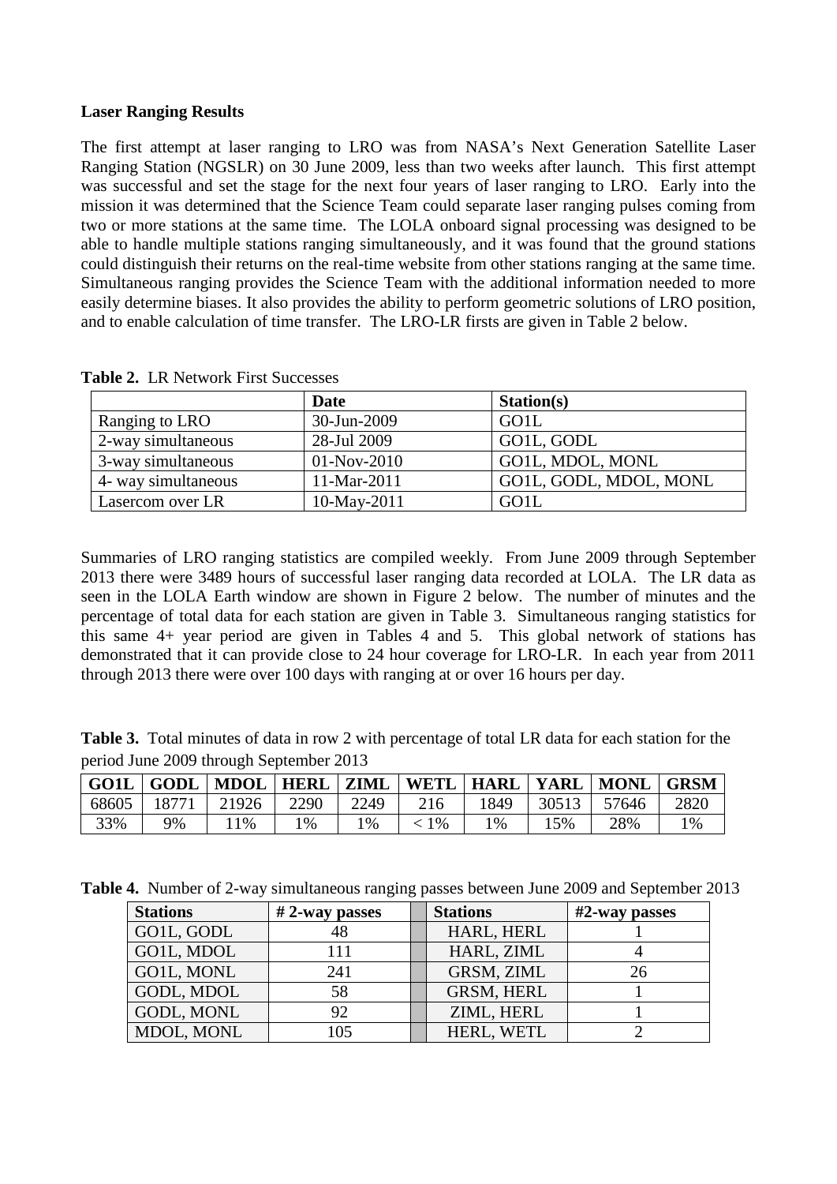**Laser Ranging Results**

The first attempt at laser ranging to LRO was from NASA's Next Generation Satellite Laser Ranging Station (NGSLR) on 30 June 2009, less than two weeks after launch. This first attempt was successful and set the stage for the next four years of laser ranging to LRO. Early into the mission it was determined that the Science Team could separate laser ranging pulses coming from two or more stations at the same time. The LOLA onboard signal processing was designed to be able to handle multiple stations ranging simultaneously, and it was found that the ground stations could distinguish their returns on the real-time website from other stations ranging at the same time. Simultaneous ranging provides the Science Team with the additional information needed to more easily determine biases. It also provides the ability to perform geometric solutions of LRO position, and to enable calculation of time transfer. The LRO-LR firsts are given in Table 2 below.

**Table 2.** LR Network First Successes

| | **Date** | **Station(s)** |
|---|---|---|
| Ranging to LRO | 30-Jun-2009 | GO1L |
| 2-way simultaneous | 28-Jul 2009 | GO1L, GODL |
| 3-way simultaneous | 01-Nov-2010 | GO1L, MDOL, MONL |
| 4- way simultaneous | 11-Mar-2011 | GO1L, GODL, MDOL, MONL |
| Lasercom over LR | 10-May-2011 | GO1L |

Summaries of LRO ranging statistics are compiled weekly. From June 2009 through September 2013 there were 3489 hours of successful laser ranging data recorded at LOLA. The LR data as seen in the LOLA Earth window are shown in Figure 2 below. The number of minutes and the percentage of total data for each station are given in Table 3. Simultaneous ranging statistics for this same 4+ year period are given in Tables 4 and 5. This global network of stations has demonstrated that it can provide close to 24 hour coverage for LRO-LR. In each year from 2011 through 2013 there were over 100 days with ranging at or over 16 hours per day.

**Table 3.** Total minutes of data in row 2 with percentage of total LR data for each station for the period June 2009 through September 2013

| **GO1L** | **GODL** | **MDOL** | **HERL** | **ZIML** | **WETL** | **HARL** | **YARL** | **MONL** | **GRSM** |
|---|---|---|---|---|---|---|---|---|---|
| 68605 | 18771 | 21926 | 2290 | 2249 | 216 | 1849 | 30513 | 57646 | 2820 |
| 33% | 9% | 11% | 1% | 1% | < 1% | 1% | 15% | 28% | 1% |

**Table 4.** Number of 2-way simultaneous ranging passes between June 2009 and September 2013

| **Stations** | **# 2-way passes** | | **Stations** | **#2-way passes** |
|---|---|---|---|---|
| GO1L, GODL | 48 | | HARL, HERL | 1 |
| GO1L, MDOL | 111 | | HARL, ZIML | 4 |
| GO1L, MONL | 241 | | GRSM, ZIML | 26 |
| GODL, MDOL | 58 | | GRSM, HERL | 1 |
| GODL, MONL | 92 | | ZIML, HERL | 1 |
| MDOL, MONL | 105 | | HERL, WETL | 2 |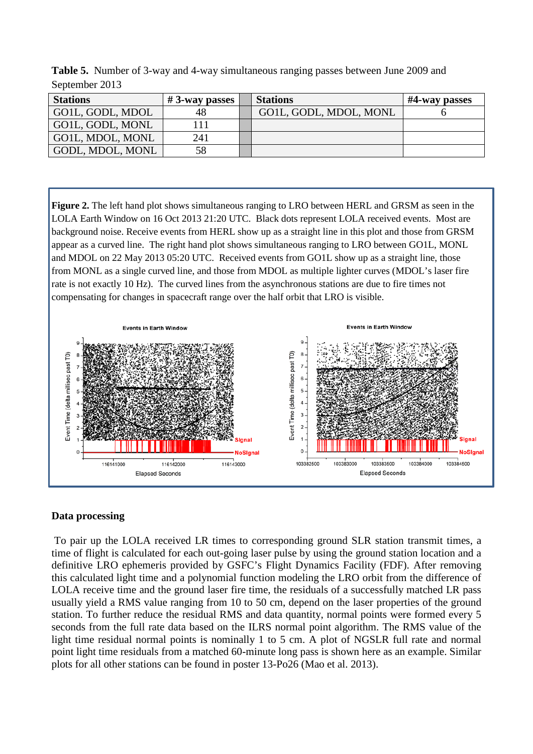**Table 5.** Number of 3-way and 4-way simultaneous ranging passes between June 2009 and September 2013

| Stations | # 3-way passes | | Stations | #4-way passes |
|---|---|---|---|---|
| GO1L, GODL, MDOL | 48 | | GO1L, GODL, MDOL, MONL | 6 |
| GO1L, GODL, MONL | 111 | | | |
| GO1L, MDOL, MONL | 241 | | | |
| GODL, MDOL, MONL | 58 | | | |

**Figure 2.** The left hand plot shows simultaneous ranging to LRO between HERL and GRSM as seen in the LOLA Earth Window on 16 Oct 2013 21:20 UTC. Black dots represent LOLA received events. Most are background noise. Receive events from HERL show up as a straight line in this plot and those from GRSM appear as a curved line. The right hand plot shows simultaneous ranging to LRO between GO1L, MONL and MDOL on 22 May 2013 05:20 UTC. Received events from GO1L show up as a straight line, those from MONL as a single curved line, and those from MDOL as multiple lighter curves (MDOL's laser fire rate is not exactly 10 Hz). The curved lines from the asynchronous stations are due to fire times not compensating for changes in spacecraft range over the half orbit that LRO is visible.

Events in Earth Window

Event Time (delta millisec past T0)

0 1 2 3 4 5 6 7 8 9

Signal

NoSignal

116141000 116142000 116143000

Elapsed Seconds

Events in Earth Window

Event Time (delta millisec past T0)

0 1 2 3 4 5 6 7 8 9

Signal

NoSignal

103382500 103383000 103383500 103384000 103384500

Elapsed Seconds

## Data processing

To pair up the LOLA received LR times to corresponding ground SLR station transmit times, a time of flight is calculated for each out-going laser pulse by using the ground station location and a definitive LRO ephemeris provided by GSFC's Flight Dynamics Facility (FDF). After removing this calculated light time and a polynomial function modeling the LRO orbit from the difference of LOLA receive time and the ground laser fire time, the residuals of a successfully matched LR pass usually yield a RMS value ranging from 10 to 50 cm, depend on the laser properties of the ground station. To further reduce the residual RMS and data quantity, normal points were formed every 5 seconds from the full rate data based on the ILRS normal point algorithm. The RMS value of the light time residual normal points is nominally 1 to 5 cm. A plot of NGSLR full rate and normal point light time residuals from a matched 60-minute long pass is shown here as an example. Similar plots for all other stations can be found in poster 13-Po26 (Mao et al. 2013).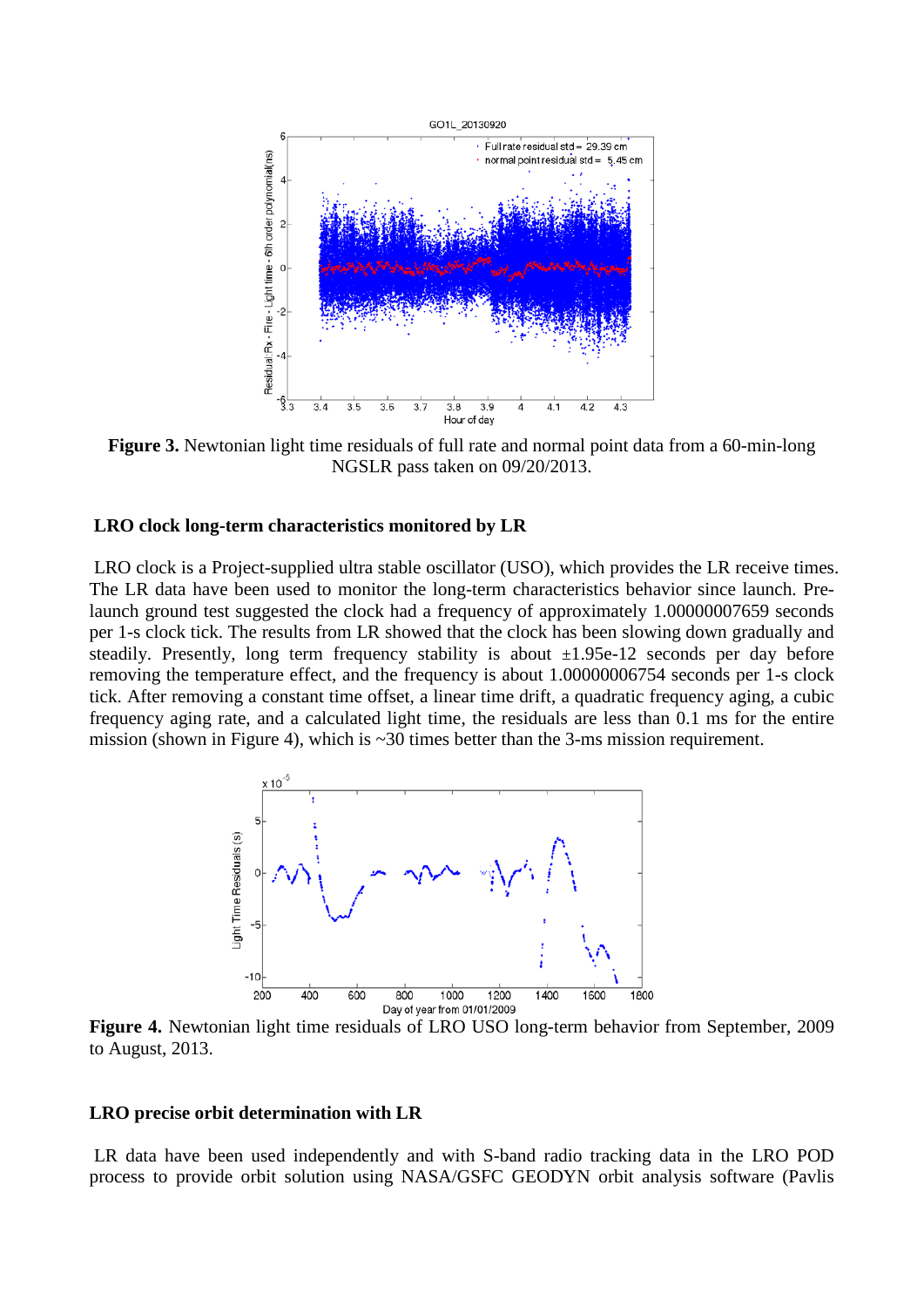GO1L_20130920

Full rate residual std = 29.39 cm

normal point residual std = 5.45 cm

Residual: Rx - Fire - Light time - 6th order polynomial(ns)

6
4
2
0
-2
-4
-6

3.3 3.4 3.5 3.6 3.7 3.8 3.9 4 4.1 4.2 4.3

Hour of day

**Figure 3.** Newtonian light time residuals of full rate and normal point data from a 60-min-long NGSLR pass taken on 09/20/2013.

### LRO clock long-term characteristics monitored by LR

LRO clock is a Project-supplied ultra stable oscillator (USO), which provides the LR receive times. The LR data have been used to monitor the long-term characteristics behavior since launch. Pre-launch ground test suggested the clock had a frequency of approximately 1.00000007659 seconds per 1-s clock tick. The results from LR showed that the clock has been slowing down gradually and steadily. Presently, long term frequency stability is about ±1.95e-12 seconds per day before removing the temperature effect, and the frequency is about 1.00000006754 seconds per 1-s clock tick. After removing a constant time offset, a linear time drift, a quadratic frequency aging, a cubic frequency aging rate, and a calculated light time, the residuals are less than 0.1 ms for the entire mission (shown in Figure 4), which is ~30 times better than the 3-ms mission requirement.

x 10^-5

Light Time Residuals (s)

5
0
-5
-10

200 400 600 800 1000 1200 1400 1600 1800

Day of year from 01/01/2009

**Figure 4.** Newtonian light time residuals of LRO USO long-term behavior from September, 2009 to August, 2013.

### LRO precise orbit determination with LR

LR data have been used independently and with S-band radio tracking data in the LRO POD process to provide orbit solution using NASA/GSFC GEODYN orbit analysis software (Pavlis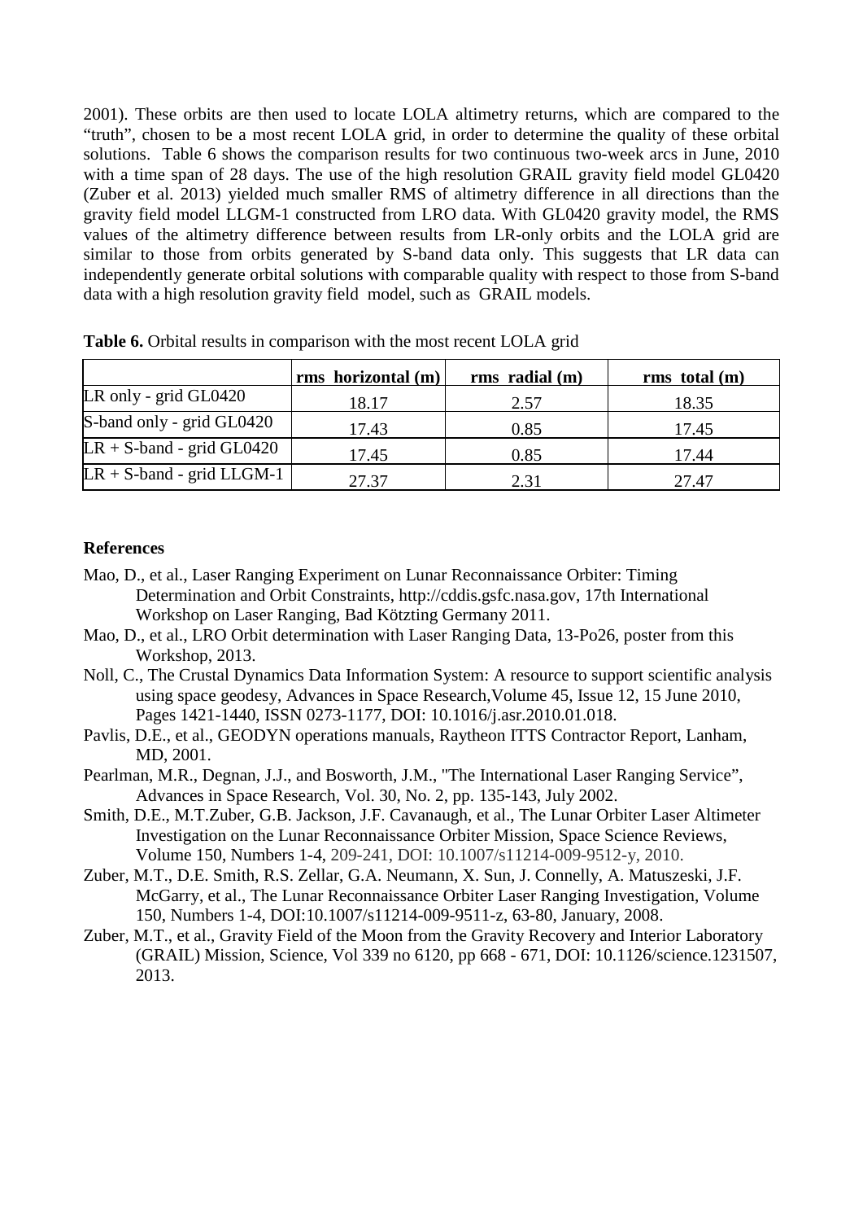2001). These orbits are then used to locate LOLA altimetry returns, which are compared to the "truth", chosen to be a most recent LOLA grid, in order to determine the quality of these orbital solutions. Table 6 shows the comparison results for two continuous two-week arcs in June, 2010 with a time span of 28 days. The use of the high resolution GRAIL gravity field model GL0420 (Zuber et al. 2013) yielded much smaller RMS of altimetry difference in all directions than the gravity field model LLGM-1 constructed from LRO data. With GL0420 gravity model, the RMS values of the altimetry difference between results from LR-only orbits and the LOLA grid are similar to those from orbits generated by S-band data only. This suggests that LR data can independently generate orbital solutions with comparable quality with respect to those from S-band data with a high resolution gravity field model, such as GRAIL models.

**Table 6.** Orbital results in comparison with the most recent LOLA grid

| | rms horizontal (m) | rms radial (m) | rms total (m) |
|---|---|---|---|
| LR only - grid GL0420 | 18.17 | 2.57 | 18.35 |
| S-band only - grid GL0420 | 17.43 | 0.85 | 17.45 |
| LR + S-band - grid GL0420 | 17.45 | 0.85 | 17.44 |
| LR + S-band - grid LLGM-1 | 27.37 | 2.31 | 27.47 |

**References**

Mao, D., et al., Laser Ranging Experiment on Lunar Reconnaissance Orbiter: Timing Determination and Orbit Constraints, http://cddis.gsfc.nasa.gov, 17th International Workshop on Laser Ranging, Bad Kötzting Germany 2011.

Mao, D., et al., LRO Orbit determination with Laser Ranging Data, 13-Po26, poster from this Workshop, 2013.

Noll, C., The Crustal Dynamics Data Information System: A resource to support scientific analysis using space geodesy, Advances in Space Research,Volume 45, Issue 12, 15 June 2010, Pages 1421-1440, ISSN 0273-1177, DOI: 10.1016/j.asr.2010.01.018.

Pavlis, D.E., et al., GEODYN operations manuals, Raytheon ITTS Contractor Report, Lanham, MD, 2001.

Pearlman, M.R., Degnan, J.J., and Bosworth, J.M., "The International Laser Ranging Service", Advances in Space Research, Vol. 30, No. 2, pp. 135-143, July 2002.

Smith, D.E., M.T.Zuber, G.B. Jackson, J.F. Cavanaugh, et al., The Lunar Orbiter Laser Altimeter Investigation on the Lunar Reconnaissance Orbiter Mission, Space Science Reviews, Volume 150, Numbers 1-4, 209-241, DOI: 10.1007/s11214-009-9512-y, 2010.

Zuber, M.T., D.E. Smith, R.S. Zellar, G.A. Neumann, X. Sun, J. Connelly, A. Matuszeski, J.F. McGarry, et al., The Lunar Reconnaissance Orbiter Laser Ranging Investigation, Volume 150, Numbers 1-4, DOI:10.1007/s11214-009-9511-z, 63-80, January, 2008.

Zuber, M.T., et al., Gravity Field of the Moon from the Gravity Recovery and Interior Laboratory (GRAIL) Mission, Science, Vol 339 no 6120, pp 668 - 671, DOI: 10.1126/science.1231507, 2013.